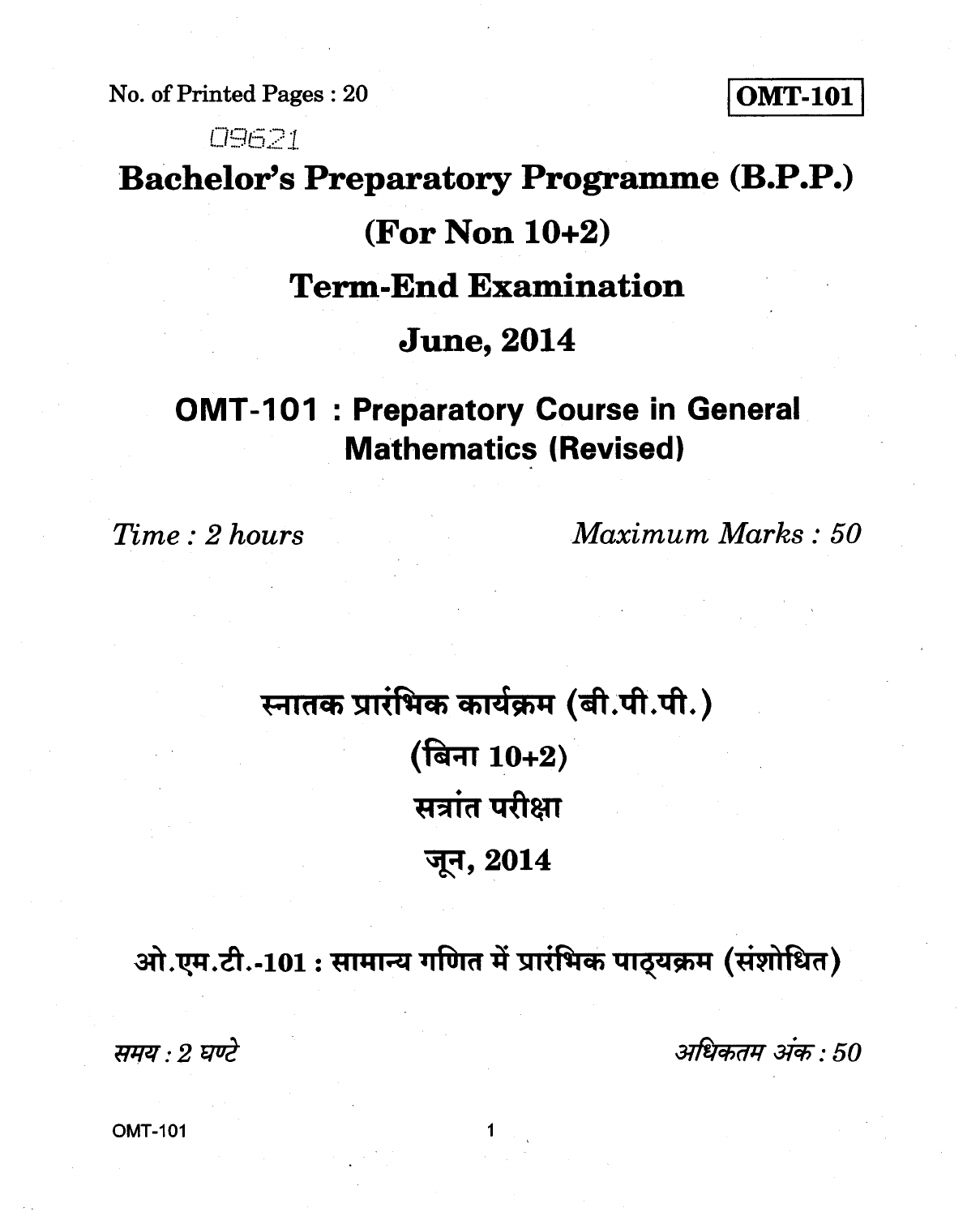No. of Printed Pages : 20

**OMT-101**

09621

# Bachelor's Preparatory Programme (B.P.P.)

# (For Non 10+2)

# Term-End Examination

# June, 2014

## OMT-101 : Preparatory Course in General Mathematics (Revised)

*Time : 2 hours* *Maximum Marks : 50*

# स्नातक प्रारंभिक कार्यक्रम (बी.पी.पी.)

# (बिना 10+2)

# सत्रांत परीक्षा

# जून, 2014

## ओ.एम.टी.-101 : सामान्य गणित में प्रारंभिक पाठ्यक्रम (संशोधित)

*समय : 2 घण्टे* *अधिकतम अंक : 50*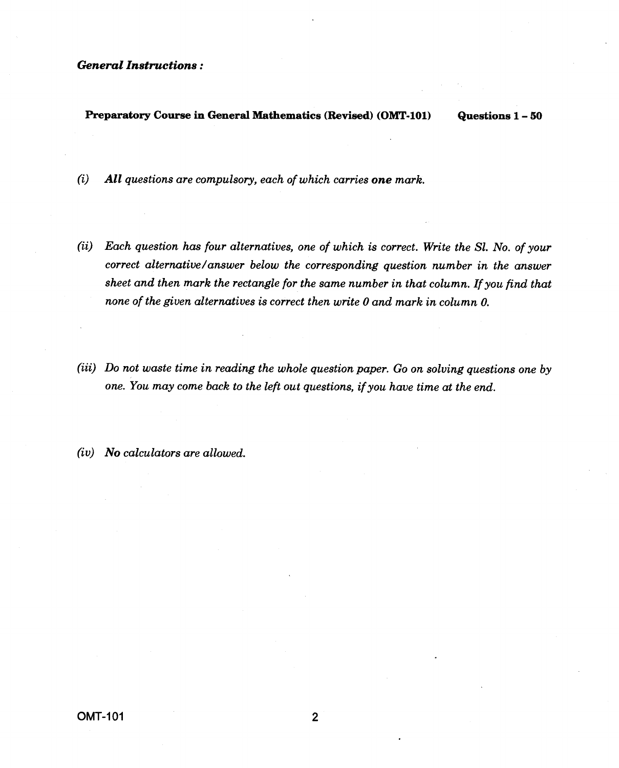***General Instructions :***

**Preparatory Course in General Mathematics (Revised) (OMT-101)** **Questions 1 – 50**

*(i)* ***All*** *questions are compulsory, each of which carries* ***one*** *mark.*

*(ii) Each question has four alternatives, one of which is correct. Write the Sl. No. of your correct alternative/answer below the corresponding question number in the answer sheet and then mark the rectangle for the same number in that column. If you find that none of the given alternatives is correct then write 0 and mark in column 0.*

*(iii) Do not waste time in reading the whole question paper. Go on solving questions one by one. You may come back to the left out questions, if you have time at the end.*

*(iv)* ***No*** *calculators are allowed.*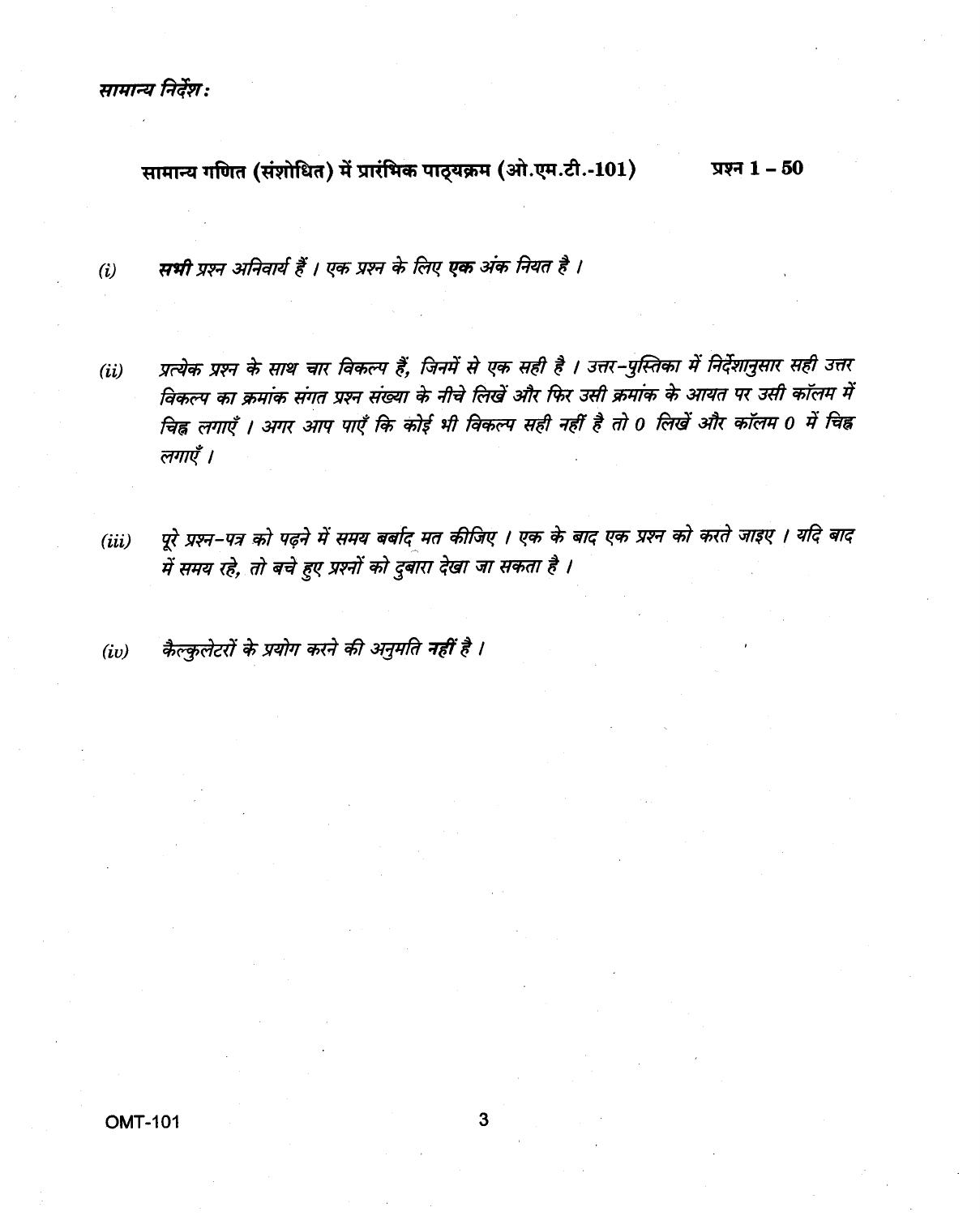*सामान्य निर्देश :*

**सामान्य गणित (संशोधित) में प्रारंभिक पाठ्यक्रम (ओ.एम.टी.-101)** **प्रश्न 1 – 50**

*(i)* *__सभी__ प्रश्न अनिवार्य हैं । एक प्रश्न के लिए __एक__ अंक नियत है ।*

*(ii)* *प्रत्येक प्रश्न के साथ चार विकल्प हैं, जिनमें से एक सही है । उत्तर-पुस्तिका में निर्देशानुसार सही उत्तर विकल्प का क्रमांक संगत प्रश्न संख्या के नीचे लिखें और फिर उसी क्रमांक के आयत पर उसी कॉलम में चिह्न लगाएँ । अगर आप पाएँ कि कोई भी विकल्प सही नहीं है तो 0 लिखें और कॉलम 0 में चिह्न लगाएँ ।*

*(iii)* *पूरे प्रश्न-पत्र को पढ़ने में समय बर्बाद मत कीजिए । एक के बाद एक प्रश्न को करते जाइए । यदि बाद में समय रहे, तो बचे हुए प्रश्नों को दुबारा देखा जा सकता है ।*

*(iv)* *कैल्कुलेटरों के प्रयोग करने की अनुमति __नहीं__ है ।*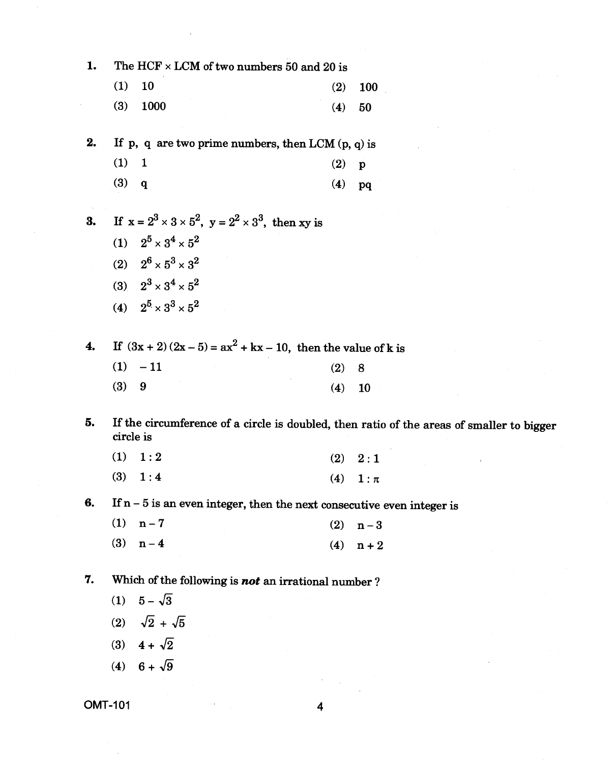1. The HCF × LCM of two numbers 50 and 20 is

   (1) 10 (2) 100

   (3) 1000 (4) 50

2. If p, q are two prime numbers, then LCM (p, q) is

   (1) 1 (2) p

   (3) q (4) pq

3. If $x = 2^3 \times 3 \times 5^2$, $y = 2^2 \times 3^3$, then xy is

   (1) $2^5 \times 3^4 \times 5^2$

   (2) $2^6 \times 5^3 \times 3^2$

   (3) $2^3 \times 3^4 \times 5^2$

   (4) $2^5 \times 3^3 \times 5^2$

4. If $(3x + 2)(2x - 5) = ax^2 + kx - 10$, then the value of k is

   (1) $-11$ (2) 8

   (3) 9 (4) 10

5. If the circumference of a circle is doubled, then ratio of the areas of smaller to bigger circle is

   (1) 1 : 2 (2) 2 : 1

   (3) 1 : 4 (4) $1 : \pi$

6. If n – 5 is an even integer, then the next consecutive even integer is

   (1) n – 7 (2) n – 3

   (3) n – 4 (4) n + 2

7. Which of the following is ***not*** an irrational number ?

   (1) $5 - \sqrt{3}$

   (2) $\sqrt{2} + \sqrt{5}$

   (3) $4 + \sqrt{2}$

   (4) $6 + \sqrt{9}$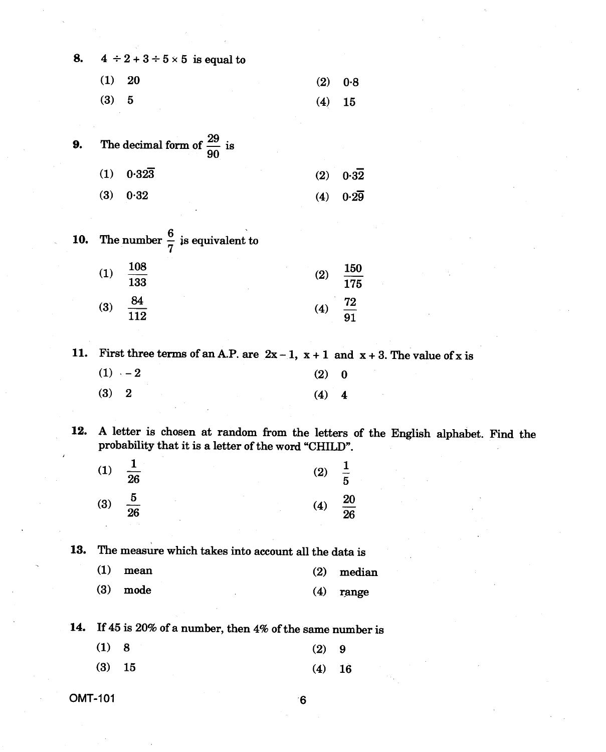8. $4 \div 2 + 3 \div 5 \times 5$ is equal to

(1) 20 (2) 0·8

(3) 5 (4) 15

9. The decimal form of $\frac{29}{90}$ is

(1) $0{\cdot}32\overline{3}$ (2) $0{\cdot}3\overline{2}$

(3) 0·32 (4) $0{\cdot}2\overline{9}$

10. The number $\frac{6}{7}$ is equivalent to

(1) $\frac{108}{133}$ (2) $\frac{150}{175}$

(3) $\frac{84}{112}$ (4) $\frac{72}{91}$

11. First three terms of an A.P. are $2x - 1$, $x + 1$ and $x + 3$. The value of x is

(1) $-2$ (2) 0

(3) 2 (4) 4

12. A letter is chosen at random from the letters of the English alphabet. Find the probability that it is a letter of the word "CHILD".

(1) $\frac{1}{26}$ (2) $\frac{1}{5}$

(3) $\frac{5}{26}$ (4) $\frac{20}{26}$

13. The measure which takes into account all the data is

(1) mean (2) median

(3) mode (4) range

14. If 45 is 20% of a number, then 4% of the same number is

(1) 8 (2) 9

(3) 15 (4) 16

OMT-101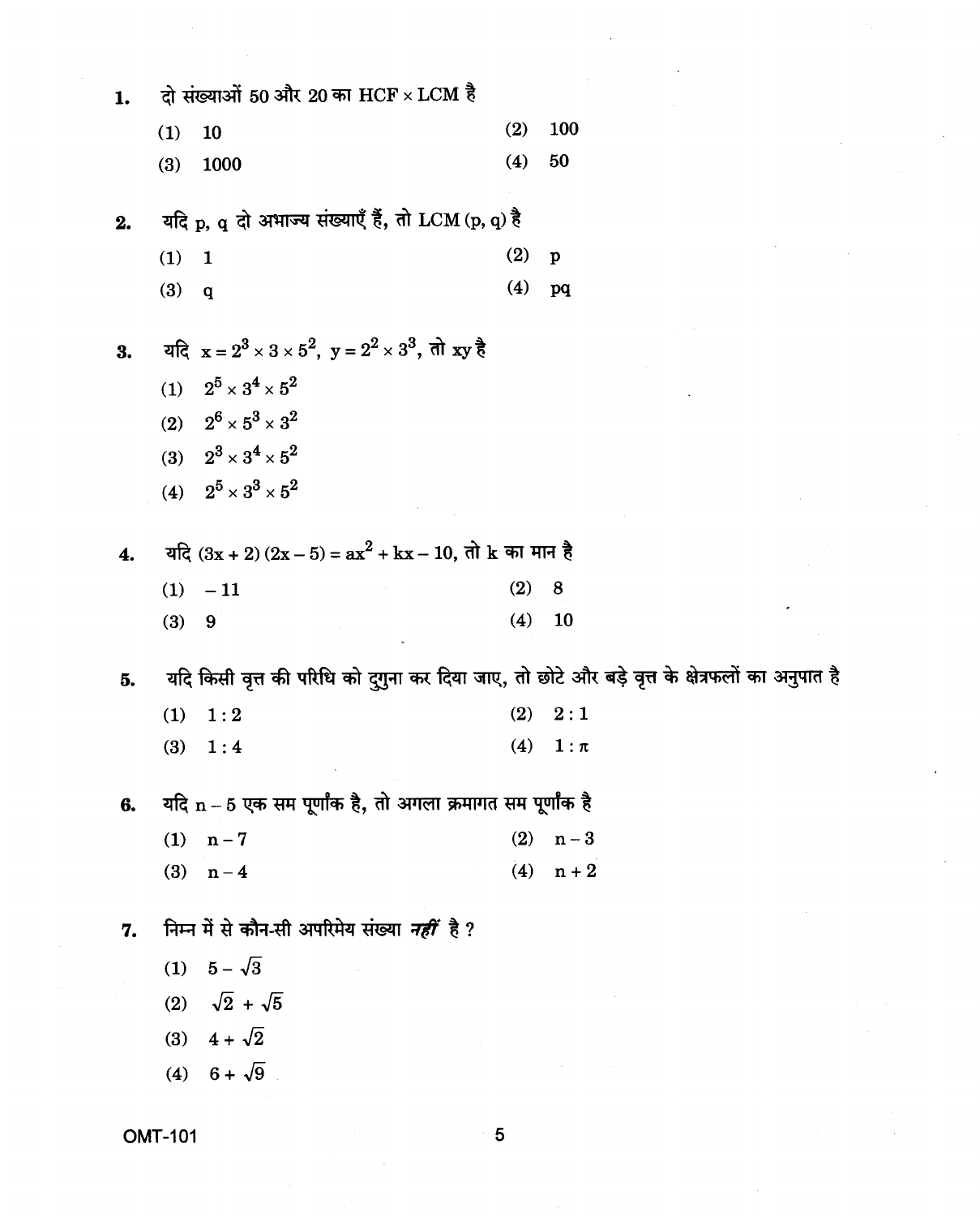1. दो संख्याओं 50 और 20 का HCF $\times$ LCM है

   (1) 10
   (2) 100
   (3) 1000
   (4) 50

2. यदि p, q दो अभाज्य संख्याएँ हैं, तो LCM (p, q) है

   (1) 1
   (2) p
   (3) q
   (4) pq

3. यदि $x = 2^3 \times 3 \times 5^2$, $y = 2^2 \times 3^3$, तो xy है

   (1) $2^5 \times 3^4 \times 5^2$
   (2) $2^6 \times 5^3 \times 3^2$
   (3) $2^3 \times 3^4 \times 5^2$
   (4) $2^5 \times 3^3 \times 5^2$

4. यदि $(3x + 2)(2x - 5) = ax^2 + kx - 10$, तो k का मान है

   (1) $-11$
   (2) 8
   (3) 9
   (4) 10

5. यदि किसी वृत्त की परिधि को दुगुना कर दिया जाए, तो छोटे और बड़े वृत्त के क्षेत्रफलों का अनुपात है

   (1) 1 : 2
   (2) 2 : 1
   (3) 1 : 4
   (4) $1 : \pi$

6. यदि $n - 5$ एक सम पूर्णांक है, तो अगला क्रमागत सम पूर्णांक है

   (1) $n - 7$
   (2) $n - 3$
   (3) $n - 4$
   (4) $n + 2$

7. निम्न में से कौन-सी अपरिमेय संख्या *नहीं* है ?

   (1) $5 - \sqrt{3}$
   (2) $\sqrt{2} + \sqrt{5}$
   (3) $4 + \sqrt{2}$
   (4) $6 + \sqrt{9}$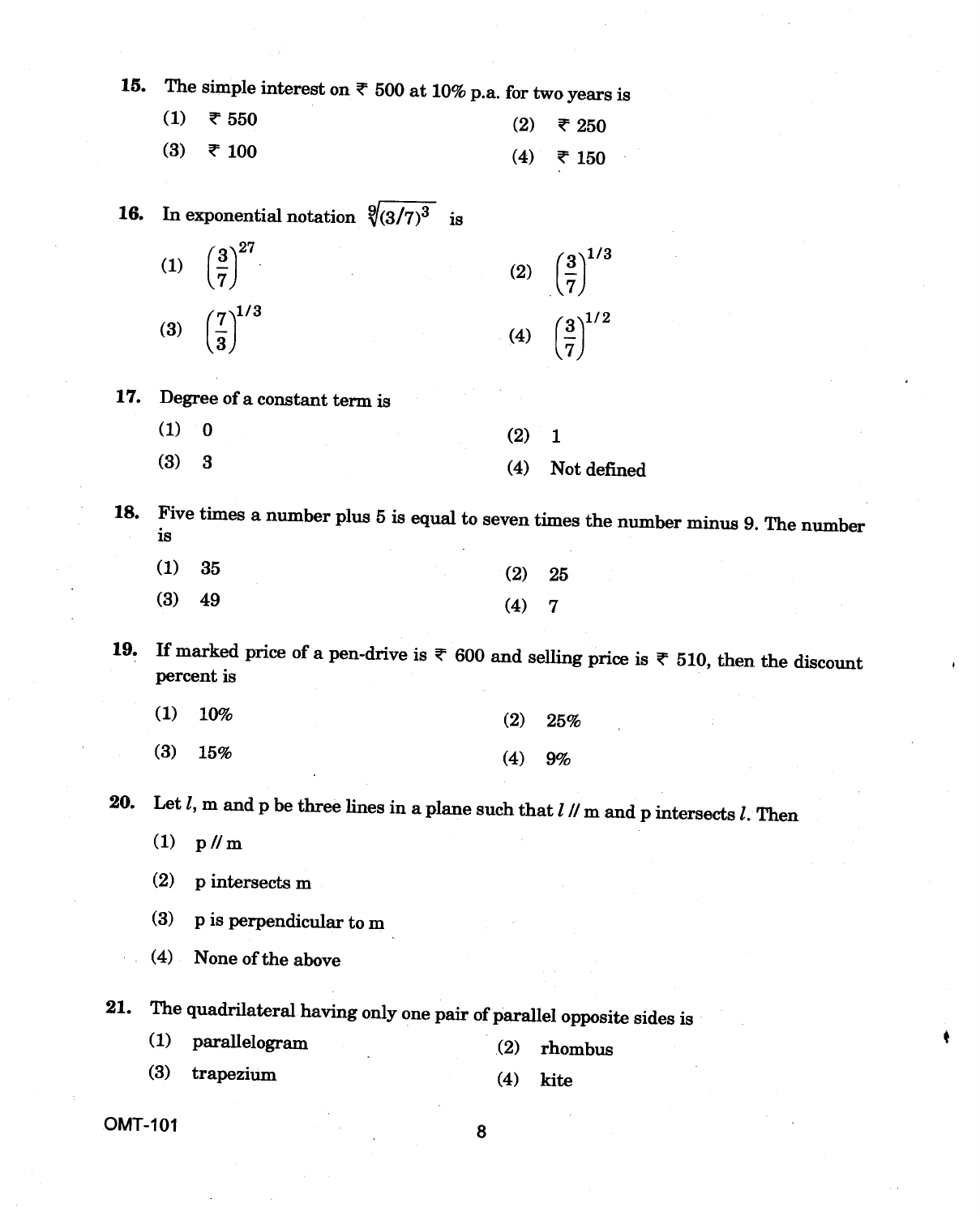15. The simple interest on ₹ 500 at 10% p.a. for two years is

(1) ₹ 550
(2) ₹ 250
(3) ₹ 100
(4) ₹ 150

16. In exponential notation $\sqrt[9]{(3/7)^3}$ is

(1) $\left(\frac{3}{7}\right)^{27}$
(2) $\left(\frac{3}{7}\right)^{1/3}$
(3) $\left(\frac{7}{3}\right)^{1/3}$
(4) $\left(\frac{3}{7}\right)^{1/2}$

17. Degree of a constant term is

(1) 0
(2) 1
(3) 3
(4) Not defined

18. Five times a number plus 5 is equal to seven times the number minus 9. The number is

(1) 35
(2) 25
(3) 49
(4) 7

19. If marked price of a pen-drive is ₹ 600 and selling price is ₹ 510, then the discount percent is

(1) 10%
(2) 25%
(3) 15%
(4) 9%

20. Let $l$, m and p be three lines in a plane such that $l$ // m and p intersects $l$. Then

(1) p // m
(2) p intersects m
(3) p is perpendicular to m
(4) None of the above

21. The quadrilateral having only one pair of parallel opposite sides is

(1) parallelogram
(2) rhombus
(3) trapezium
(4) kite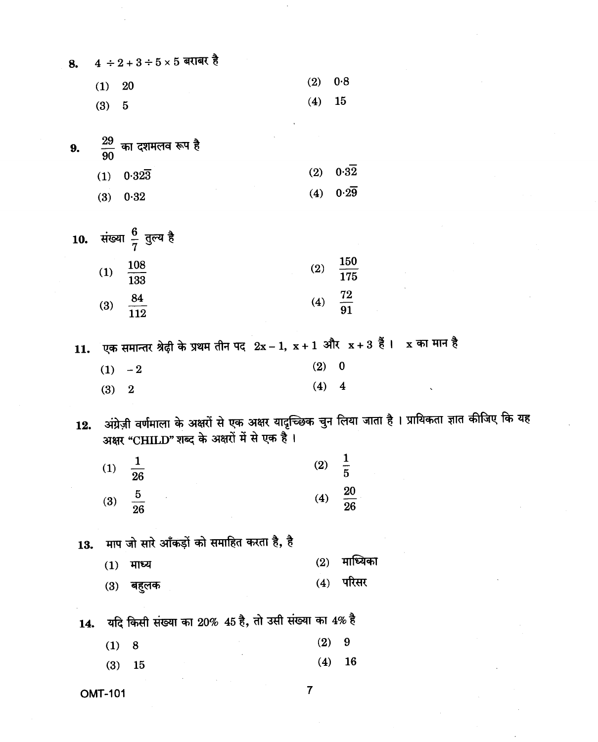8. $4 \div 2 + 3 \div 5 \times 5$ बराबर है

(1) 20 (2) 0·8

(3) 5 (4) 15

9. $\frac{29}{90}$ का दशमलव रूप है

(1) $0{\cdot}32\overline{3}$ (2) $0{\cdot}\overline{32}$

(3) $0{\cdot}32$ (4) $0{\cdot}\overline{29}$

10. संख्या $\frac{6}{7}$ तुल्य है

(1) $\frac{108}{133}$ (2) $\frac{150}{175}$

(3) $\frac{84}{112}$ (4) $\frac{72}{91}$

11. एक समान्तर श्रेढ़ी के प्रथम तीन पद $2x - 1$, $x + 1$ और $x + 3$ हैं। x का मान है

(1) $-2$ (2) 0

(3) 2 (4) 4

12. अंग्रेज़ी वर्णमाला के अक्षरों से एक अक्षर यादृच्छिक चुन लिया जाता है। प्रायिकता ज्ञात कीजिए कि यह अक्षर "CHILD" शब्द के अक्षरों में से एक है।

(1) $\frac{1}{26}$ (2) $\frac{1}{5}$

(3) $\frac{5}{26}$ (4) $\frac{20}{26}$

13. माप जो सारे आँकड़ों को समाहित करता है, है

(1) माध्य (2) माध्यिका

(3) बहुलक (4) परिसर

14. यदि किसी संख्या का 20% 45 है, तो उसी संख्या का 4% है

(1) 8 (2) 9

(3) 15 (4) 16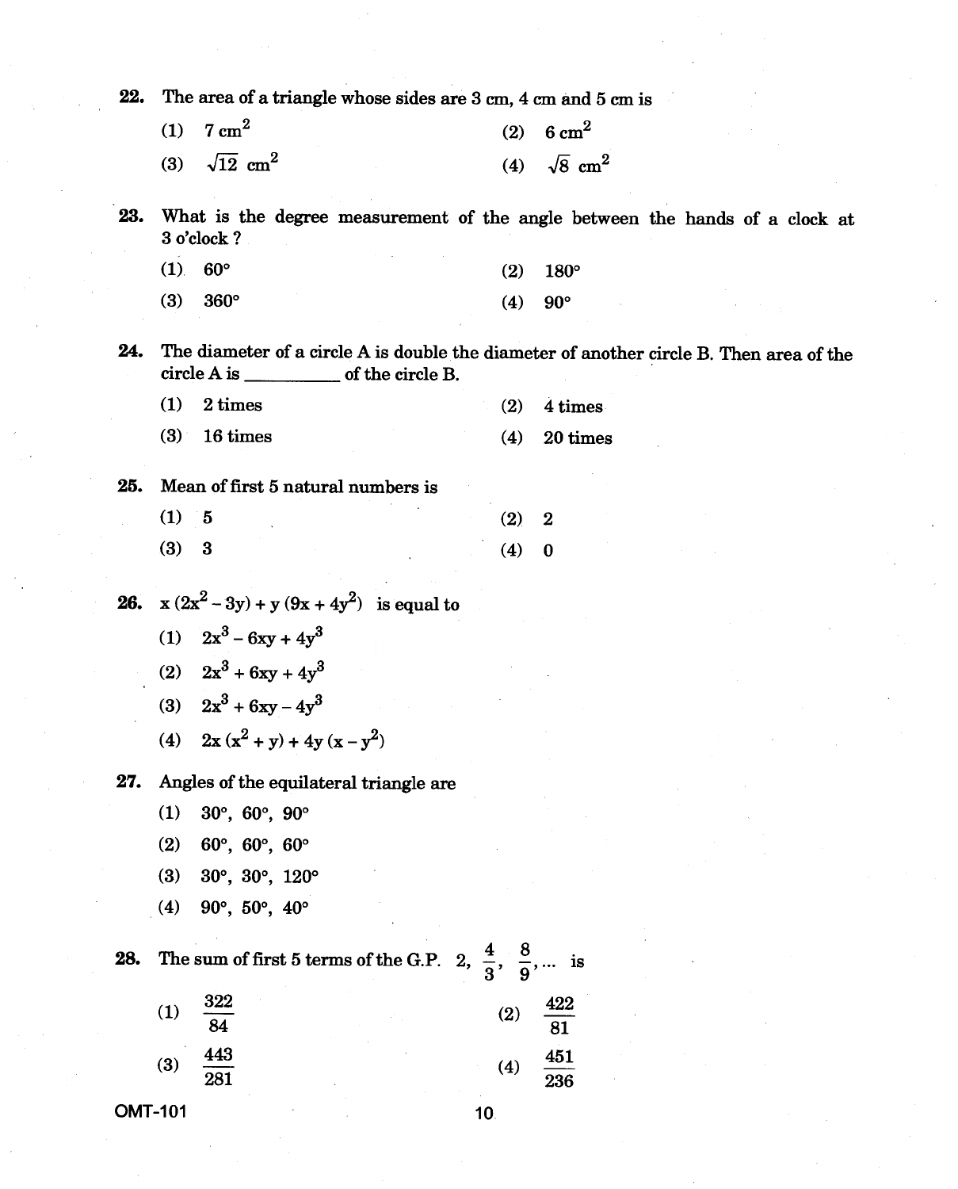22. The area of a triangle whose sides are 3 cm, 4 cm and 5 cm is

(1) $7 \text{ cm}^2$
(2) $6 \text{ cm}^2$
(3) $\sqrt{12} \text{ cm}^2$
(4) $\sqrt{8} \text{ cm}^2$

23. What is the degree measurement of the angle between the hands of a clock at 3 o'clock ?

(1) 60°
(2) 180°
(3) 360°
(4) 90°

24. The diameter of a circle A is double the diameter of another circle B. Then area of the circle A is __________ of the circle B.

(1) 2 times
(2) 4 times
(3) 16 times
(4) 20 times

25. Mean of first 5 natural numbers is

(1) 5
(2) 2
(3) 3
(4) 0

26. $x(2x^2 - 3y) + y(9x + 4y^2)$ is equal to

(1) $2x^3 - 6xy + 4y^3$
(2) $2x^3 + 6xy + 4y^3$
(3) $2x^3 + 6xy - 4y^3$
(4) $2x(x^2 + y) + 4y(x - y^2)$

27. Angles of the equilateral triangle are

(1) 30°, 60°, 90°
(2) 60°, 60°, 60°
(3) 30°, 30°, 120°
(4) 90°, 50°, 40°

28. The sum of first 5 terms of the G.P. $2, \frac{4}{3}, \frac{8}{9}, \ldots$ is

(1) $\frac{322}{84}$
(2) $\frac{422}{81}$
(3) $\frac{443}{281}$
(4) $\frac{451}{236}$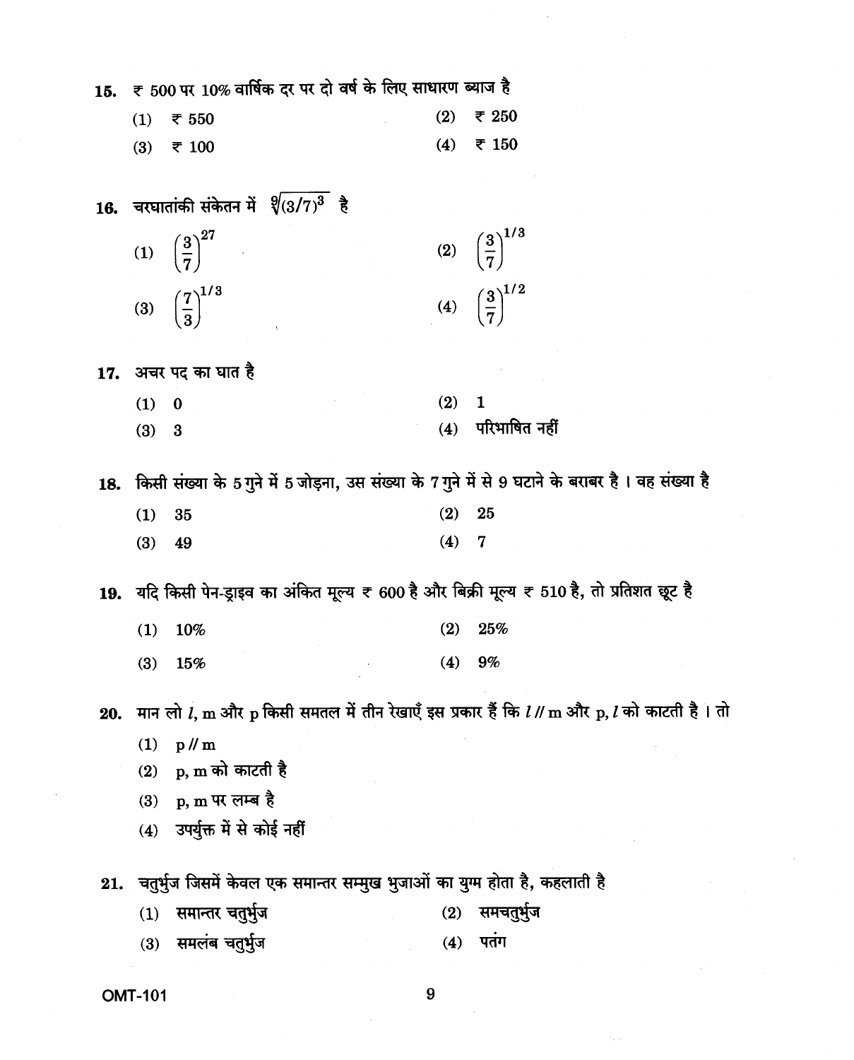**15.** ₹ 500 पर 10% वार्षिक दर पर दो वर्ष के लिए साधारण ब्याज है

(1) ₹ 550
(2) ₹ 250
(3) ₹ 100
(4) ₹ 150

**16.** चरघातांकी संकेतन में $\sqrt[9]{(3/7)^3}$ है

(1) $\left(\frac{3}{7}\right)^{27}$
(2) $\left(\frac{3}{7}\right)^{1/3}$
(3) $\left(\frac{7}{3}\right)^{1/3}$
(4) $\left(\frac{3}{7}\right)^{1/2}$

**17.** अचर पद का घात है

(1) 0
(2) 1
(3) 3
(4) परिभाषित नहीं

**18.** किसी संख्या के 5 गुने में 5 जोड़ना, उस संख्या के 7 गुने में से 9 घटाने के बराबर है । वह संख्या है

(1) 35
(2) 25
(3) 49
(4) 7

**19.** यदि किसी पेन-ड्राइव का अंकित मूल्य ₹ 600 है और बिक्री मूल्य ₹ 510 है, तो प्रतिशत छूट है

(1) 10%
(2) 25%
(3) 15%
(4) 9%

**20.** मान लो $l$, m और p किसी समतल में तीन रेखाएँ इस प्रकार हैं कि $l$ // m और p, $l$ को काटती है । तो

(1) p // m
(2) p, m को काटती है
(3) p, m पर लम्ब है
(4) उपर्युक्त में से कोई नहीं

**21.** चतुर्भुज जिसमें केवल एक समान्तर सम्मुख भुजाओं का युग्म होता है, कहलाती है

(1) समान्तर चतुर्भुज
(2) समचतुर्भुज
(3) समलंब चतुर्भुज
(4) पतंग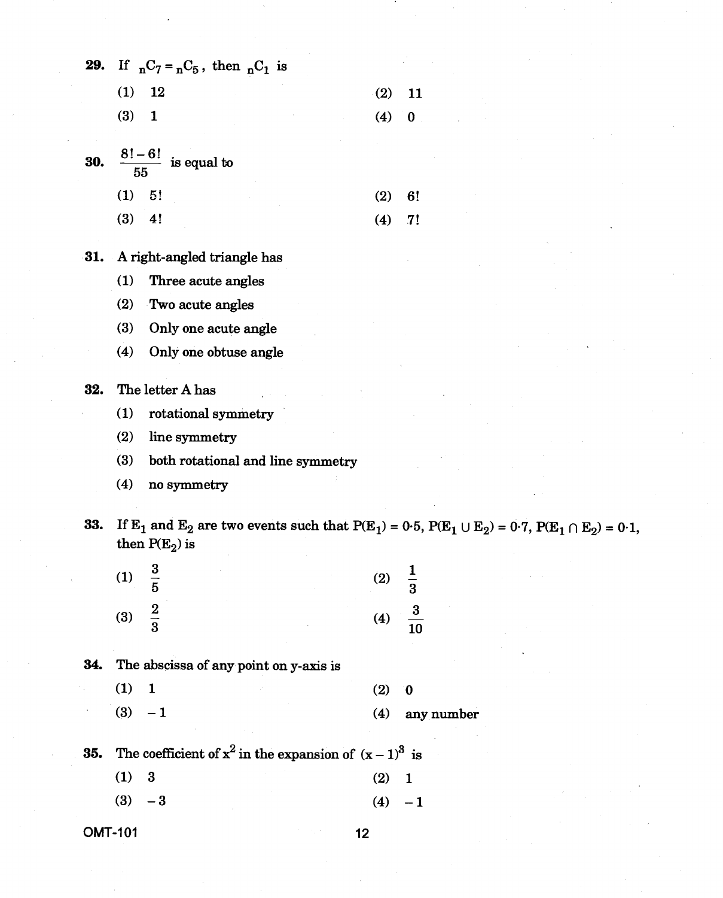29. If ${}_nC_7 = {}_nC_5$, then ${}_nC_1$ is

(1) 12 (2) 11

(3) 1 (4) 0

30. $\dfrac{8! - 6!}{55}$ is equal to

(1) 5! (2) 6!

(3) 4! (4) 7!

31. A right-angled triangle has

(1) Three acute angles

(2) Two acute angles

(3) Only one acute angle

(4) Only one obtuse angle

32. The letter A has

(1) rotational symmetry

(2) line symmetry

(3) both rotational and line symmetry

(4) no symmetry

33. If $E_1$ and $E_2$ are two events such that $P(E_1) = 0{\cdot}5$, $P(E_1 \cup E_2) = 0{\cdot}7$, $P(E_1 \cap E_2) = 0{\cdot}1$, then $P(E_2)$ is

(1) $\dfrac{3}{5}$ (2) $\dfrac{1}{3}$

(3) $\dfrac{2}{3}$ (4) $\dfrac{3}{10}$

34. The abscissa of any point on y-axis is

(1) 1 (2) 0

(3) $-1$ (4) any number

35. The coefficient of $x^2$ in the expansion of $(x - 1)^3$ is

(1) 3 (2) 1

(3) $-3$ (4) $-1$

OMT-101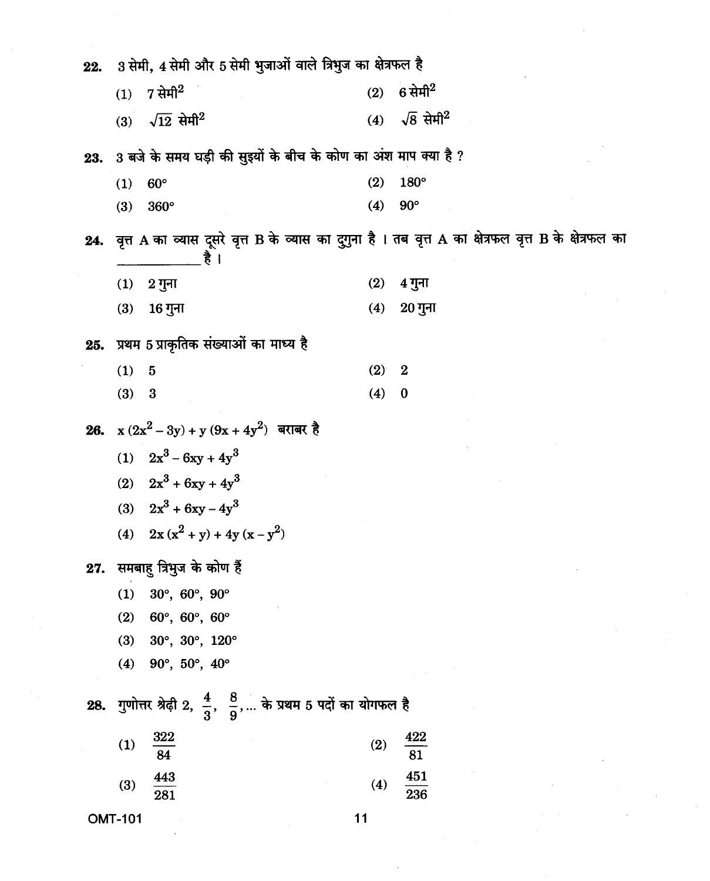22. 3 सेमी, 4 सेमी और 5 सेमी भुजाओं वाले त्रिभुज का क्षेत्रफल है

(1) 7 सेमी$^2$ (2) 6 सेमी$^2$

(3) $\sqrt{12}$ सेमी$^2$ (4) $\sqrt{8}$ सेमी$^2$

23. 3 बजे के समय घड़ी की सुइयों के बीच के कोण का अंश माप क्या है ?

(1) 60° (2) 180°

(3) 360° (4) 90°

24. वृत्त A का व्यास दूसरे वृत्त B के व्यास का दुगुना है । तब वृत्त A का क्षेत्रफल वृत्त B के क्षेत्रफल का \_\_\_\_\_\_\_\_\_\_ है ।

(1) 2 गुना (2) 4 गुना

(3) 16 गुना (4) 20 गुना

25. प्रथम 5 प्राकृतिक संख्याओं का माध्य है

(1) 5 (2) 2

(3) 3 (4) 0

26. $x(2x^2 - 3y) + y(9x + 4y^2)$ बराबर है

(1) $2x^3 - 6xy + 4y^3$

(2) $2x^3 + 6xy + 4y^3$

(3) $2x^3 + 6xy - 4y^3$

(4) $2x(x^2 + y) + 4y(x - y^2)$

27. समबाहु त्रिभुज के कोण हैं

(1) 30°, 60°, 90°

(2) 60°, 60°, 60°

(3) 30°, 30°, 120°

(4) 90°, 50°, 40°

28. गुणोत्तर श्रेढ़ी 2, $\frac{4}{3}$, $\frac{8}{9}$, ... के प्रथम 5 पदों का योगफल है

(1) $\frac{322}{84}$ (2) $\frac{422}{81}$

(3) $\frac{443}{281}$ (4) $\frac{451}{236}$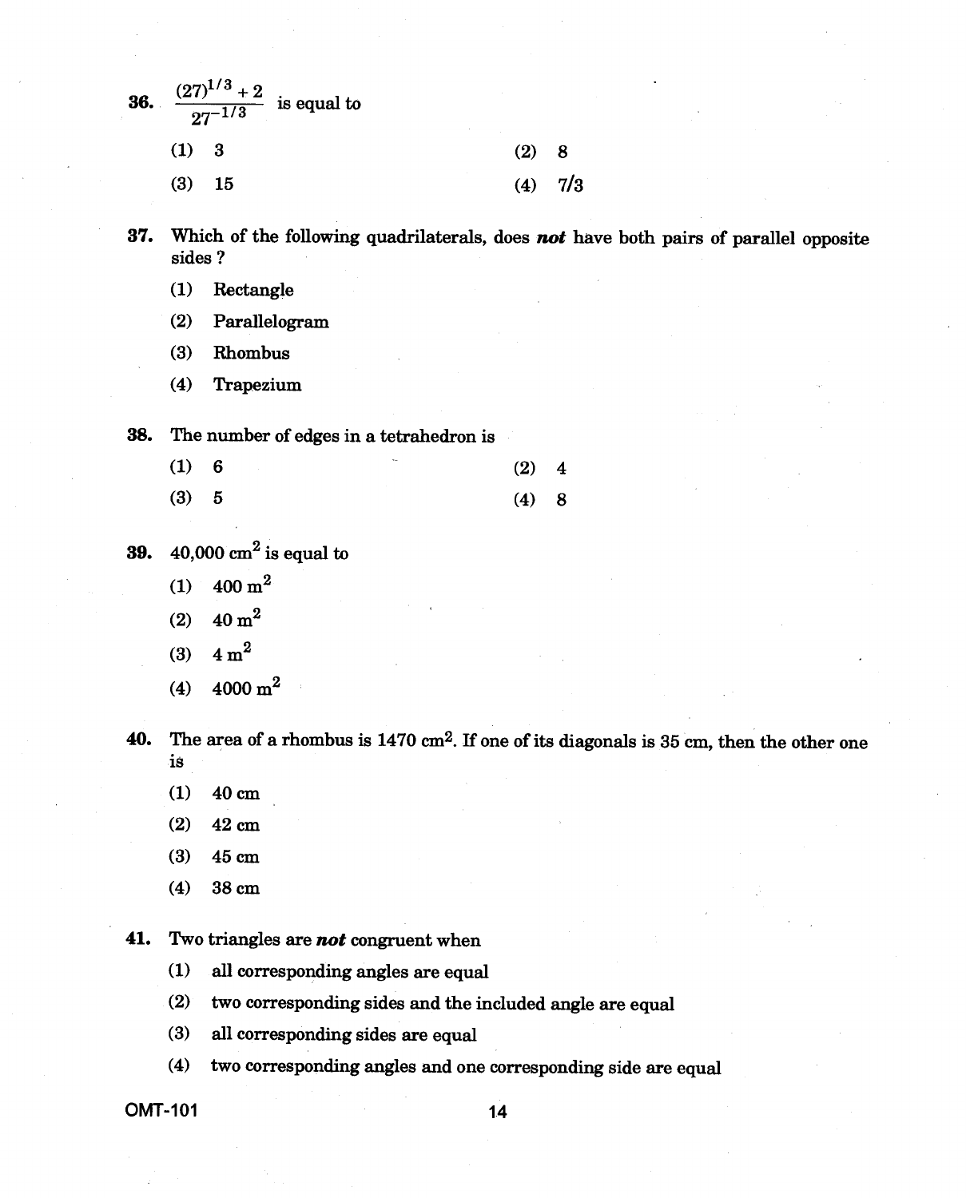36. $\dfrac{(27)^{1/3} + 2}{27^{-1/3}}$ is equal to

(1) 3 (2) 8

(3) 15 (4) 7/3

37. Which of the following quadrilaterals, does ***not*** have both pairs of parallel opposite sides ?

(1) Rectangle

(2) Parallelogram

(3) Rhombus

(4) Trapezium

38. The number of edges in a tetrahedron is

(1) 6 (2) 4

(3) 5 (4) 8

39. 40,000 $cm^2$ is equal to

(1) 400 $m^2$

(2) 40 $m^2$

(3) 4 $m^2$

(4) 4000 $m^2$

40. The area of a rhombus is 1470 $cm^2$. If one of its diagonals is 35 cm, then the other one is

(1) 40 cm

(2) 42 cm

(3) 45 cm

(4) 38 cm

41. Two triangles are ***not*** congruent when

(1) all corresponding angles are equal

(2) two corresponding sides and the included angle are equal

(3) all corresponding sides are equal

(4) two corresponding angles and one corresponding side are equal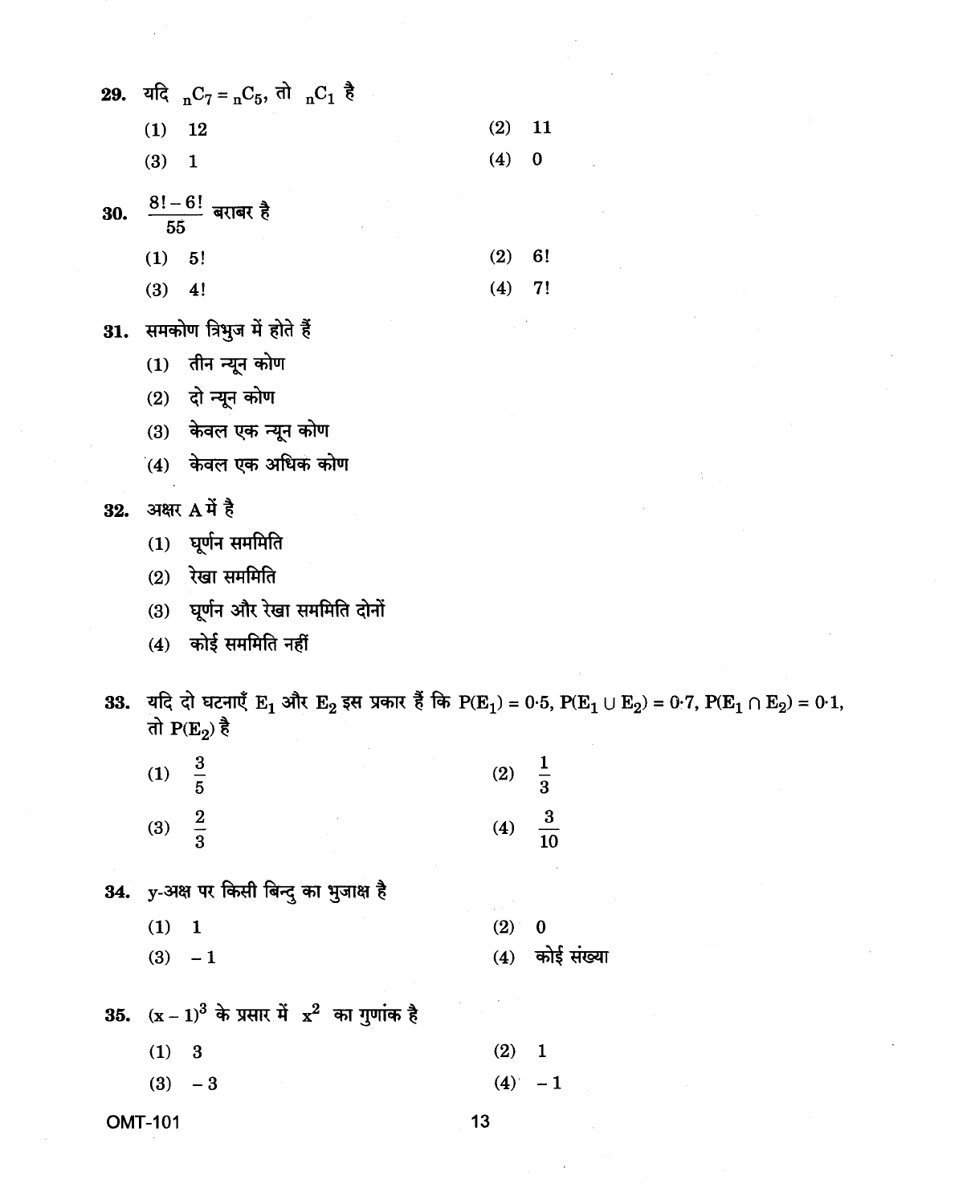29. यदि $_nC_7 = {_nC_5}$, तो $_nC_1$ है

(1) 12 (2) 11

(3) 1 (4) 0

30. $\frac{8! - 6!}{55}$ बराबर है

(1) 5! (2) 6!

(3) 4! (4) 7!

31. समकोण त्रिभुज में होते हैं

(1) तीन न्यून कोण

(2) दो न्यून कोण

(3) केवल एक न्यून कोण

(4) केवल एक अधिक कोण

32. अक्षर A में है

(1) घूर्णन सममिति

(2) रेखा सममिति

(3) घूर्णन और रेखा सममिति दोनों

(4) कोई सममिति नहीं

33. यदि दो घटनाएँ $E_1$ और $E_2$ इस प्रकार हैं कि $P(E_1) = 0{\cdot}5$, $P(E_1 \cup E_2) = 0{\cdot}7$, $P(E_1 \cap E_2) = 0{\cdot}1$, तो $P(E_2)$ है

(1) $\frac{3}{5}$ (2) $\frac{1}{3}$

(3) $\frac{2}{3}$ (4) $\frac{3}{10}$

34. y-अक्ष पर किसी बिन्दु का भुजाक्ष है

(1) 1 (2) 0

(3) $-1$ (4) कोई संख्या

35. $(x - 1)^3$ के प्रसार में $x^2$ का गुणांक है

(1) 3 (2) 1

(3) $-3$ (4) $-1$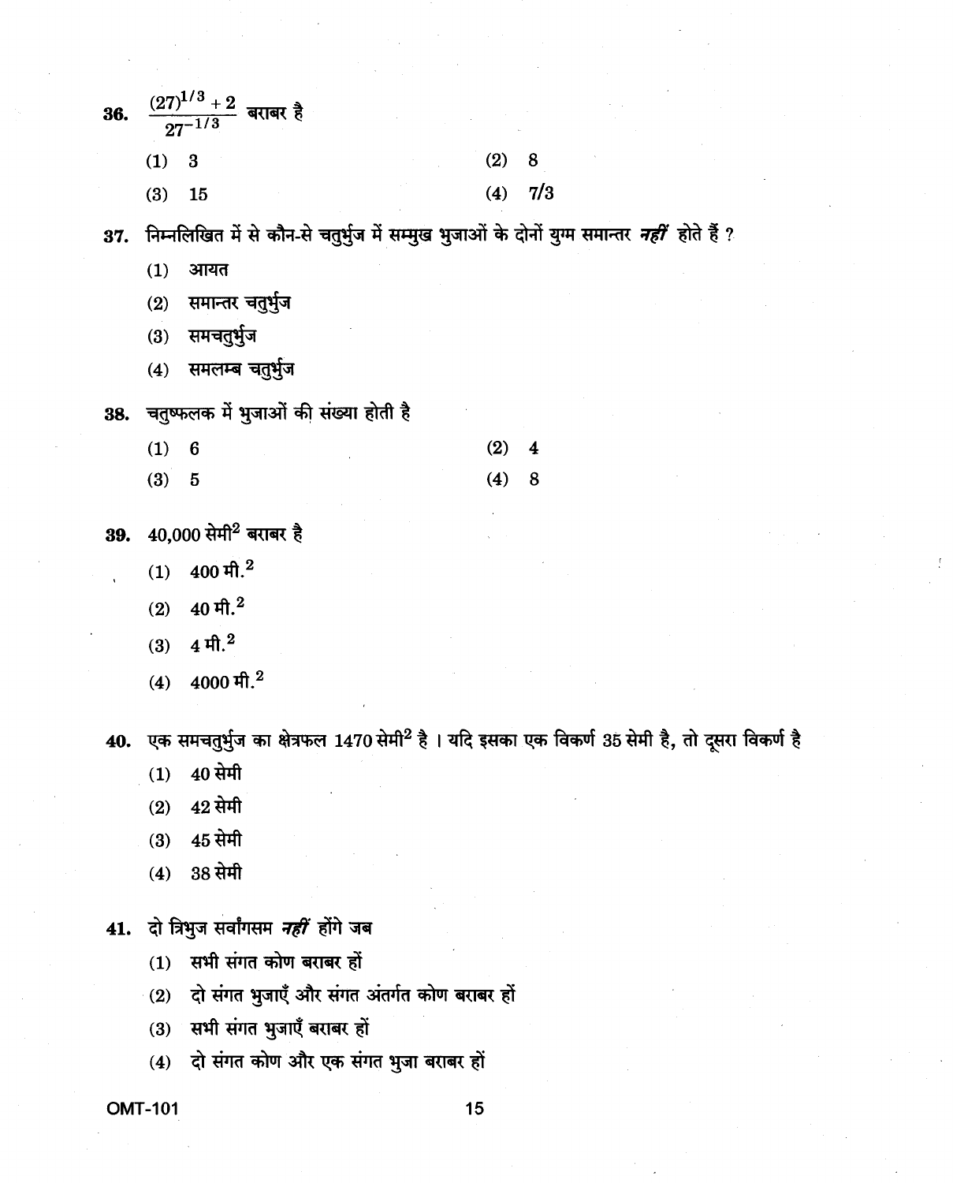36. $\frac{(27)^{1/3} + 2}{27^{-1/3}}$ बराबर है

(1) 3

(2) 8

(3) 15

(4) 7/3

37. निम्नलिखित में से कौन-से चतुर्भुज में सम्मुख भुजाओं के दोनों युग्म समान्तर ***नहीं*** होते हैं ?

(1) आयत

(2) समान्तर चतुर्भुज

(3) समचतुर्भुज

(4) समलम्ब चतुर्भुज

38. चतुष्फलक में भुजाओं की संख्या होती है

(1) 6

(2) 4

(3) 5

(4) 8

39. 40,000 सेमी$^2$ बराबर है

(1) 400 मी.$^2$

(2) 40 मी.$^2$

(3) 4 मी.$^2$

(4) 4000 मी.$^2$

40. एक समचतुर्भुज का क्षेत्रफल 1470 सेमी$^2$ है । यदि इसका एक विकर्ण 35 सेमी है, तो दूसरा विकर्ण है

(1) 40 सेमी

(2) 42 सेमी

(3) 45 सेमी

(4) 38 सेमी

41. दो त्रिभुज सर्वांगसम ***नहीं*** होंगे जब

(1) सभी संगत कोण बराबर हों

(2) दो संगत भुजाएँ और संगत अंतर्गत कोण बराबर हों

(3) सभी संगत भुजाएँ बराबर हों

(4) दो संगत कोण और एक संगत भुजा बराबर हों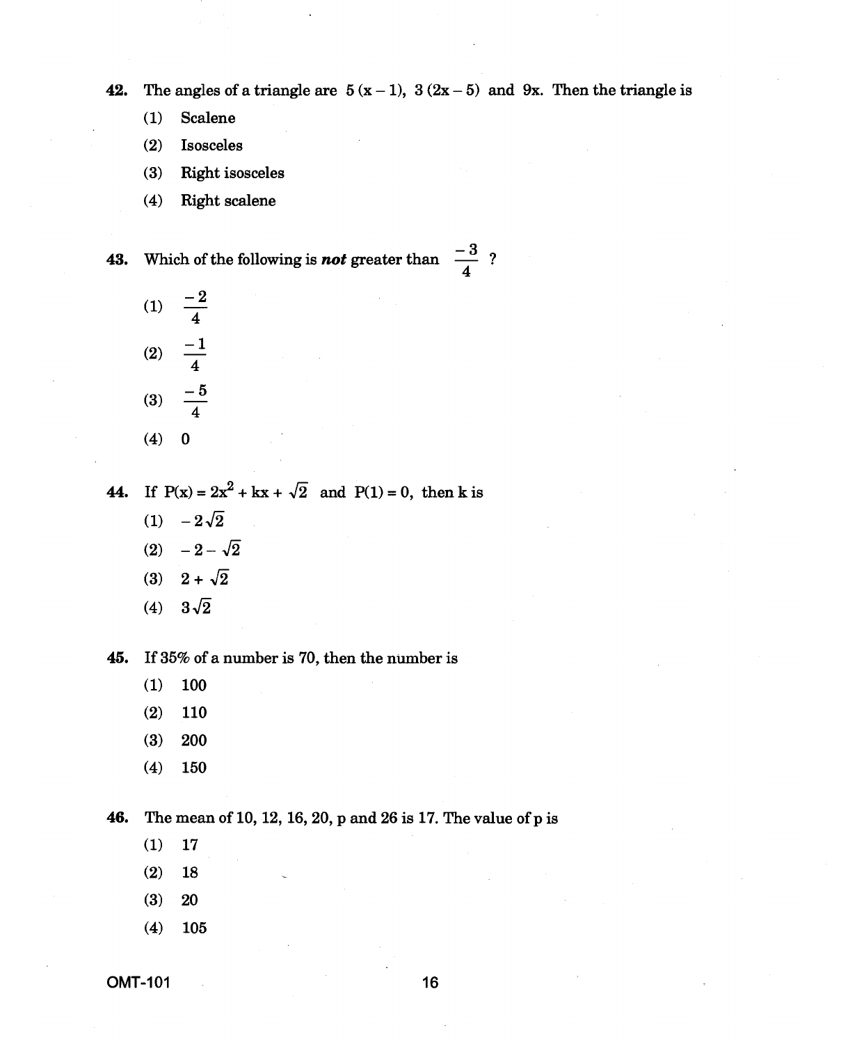42. The angles of a triangle are $5(x-1)$, $3(2x-5)$ and $9x$. Then the triangle is

(1) Scalene

(2) Isosceles

(3) Right isosceles

(4) Right scalene

43. Which of the following is ***not*** greater than $\frac{-3}{4}$ ?

(1) $\frac{-2}{4}$

(2) $\frac{-1}{4}$

(3) $\frac{-5}{4}$

(4) $0$

44. If $P(x) = 2x^2 + kx + \sqrt{2}$ and $P(1) = 0$, then k is

(1) $-2\sqrt{2}$

(2) $-2-\sqrt{2}$

(3) $2+\sqrt{2}$

(4) $3\sqrt{2}$

45. If 35% of a number is 70, then the number is

(1) 100

(2) 110

(3) 200

(4) 150

46. The mean of 10, 12, 16, 20, p and 26 is 17. The value of p is

(1) 17

(2) 18

(3) 20

(4) 105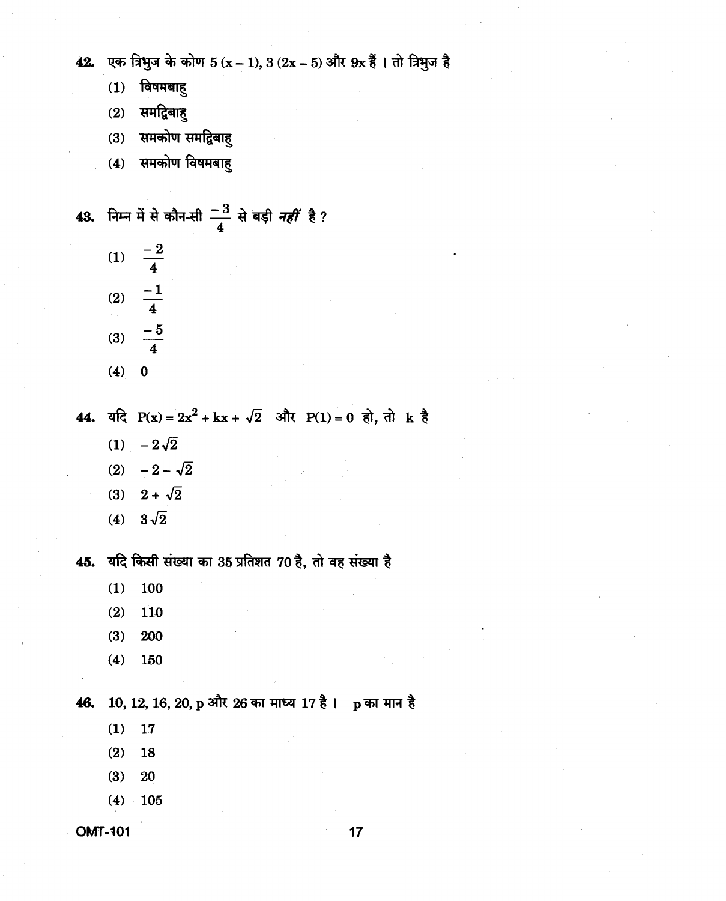42. एक त्रिभुज के कोण $5(x-1)$, $3(2x-5)$ और $9x$ हैं । तो त्रिभुज है

(1) विषमबाहु

(2) समद्विबाहु

(3) समकोण समद्विबाहु

(4) समकोण विषमबाहु

43. निम्न में से कौन-सी $\frac{-3}{4}$ से बड़ी *नहीं* है ?

(1) $\frac{-2}{4}$

(2) $\frac{-1}{4}$

(3) $\frac{-5}{4}$

(4) 0

44. यदि $P(x) = 2x^2 + kx + \sqrt{2}$ और $P(1) = 0$ हो, तो k है

(1) $-2\sqrt{2}$

(2) $-2-\sqrt{2}$

(3) $2+\sqrt{2}$

(4) $3\sqrt{2}$

45. यदि किसी संख्या का 35 प्रतिशत 70 है, तो वह संख्या है

(1) 100

(2) 110

(3) 200

(4) 150

46. 10, 12, 16, 20, p और 26 का माध्य 17 है । p का मान है

(1) 17

(2) 18

(3) 20

(4) 105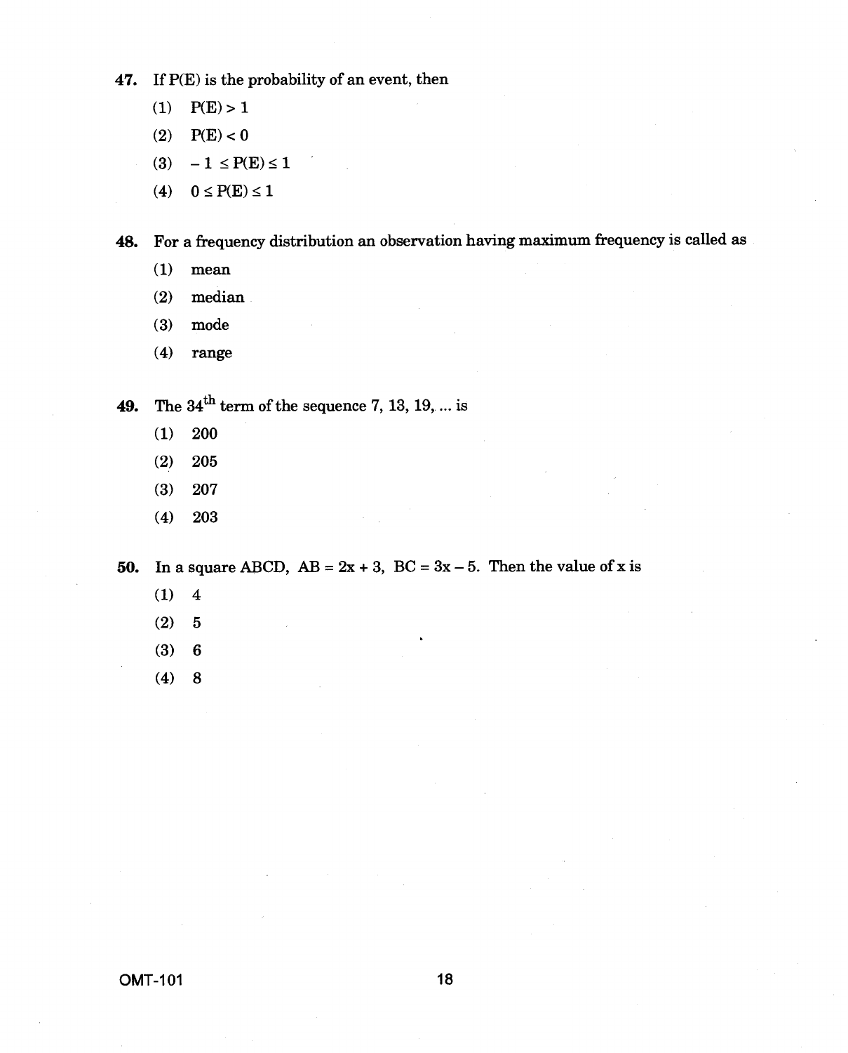47. If P(E) is the probability of an event, then

(1) $P(E) > 1$

(2) $P(E) < 0$

(3) $-1 \leq P(E) \leq 1$

(4) $0 \leq P(E) \leq 1$

48. For a frequency distribution an observation having maximum frequency is called as

(1) mean

(2) median

(3) mode

(4) range

49. The $34^{th}$ term of the sequence 7, 13, 19, ... is

(1) 200

(2) 205

(3) 207

(4) 203

50. In a square ABCD, $AB = 2x + 3$, $BC = 3x - 5$. Then the value of x is

(1) 4

(2) 5

(3) 6

(4) 8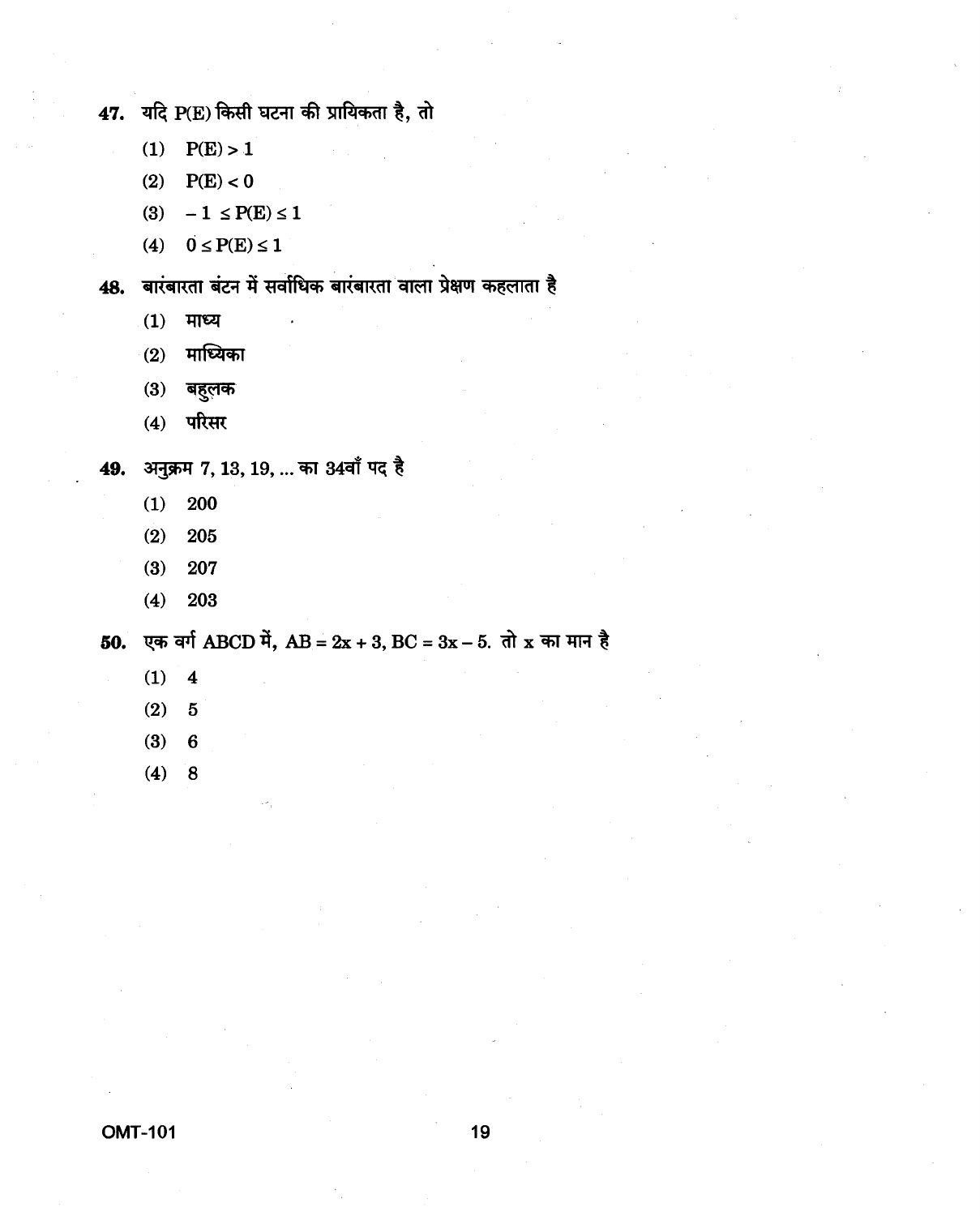47. यदि P(E) किसी घटना की प्रायिकता है, तो

   (1) $P(E) > 1$

   (2) $P(E) < 0$

   (3) $-1 \leq P(E) \leq 1$

   (4) $0 \leq P(E) \leq 1$

48. बारंबारता बंटन में सर्वाधिक बारंबारता वाला प्रेक्षण कहलाता है

   (1) माध्य

   (2) माध्यिका

   (3) बहुलक

   (4) परिसर

49. अनुक्रम 7, 13, 19, ... का 34वाँ पद है

   (1) 200

   (2) 205

   (3) 207

   (4) 203

50. एक वर्ग ABCD में, $AB = 2x + 3$, $BC = 3x - 5$. तो x का मान है

   (1) 4

   (2) 5

   (3) 6

   (4) 8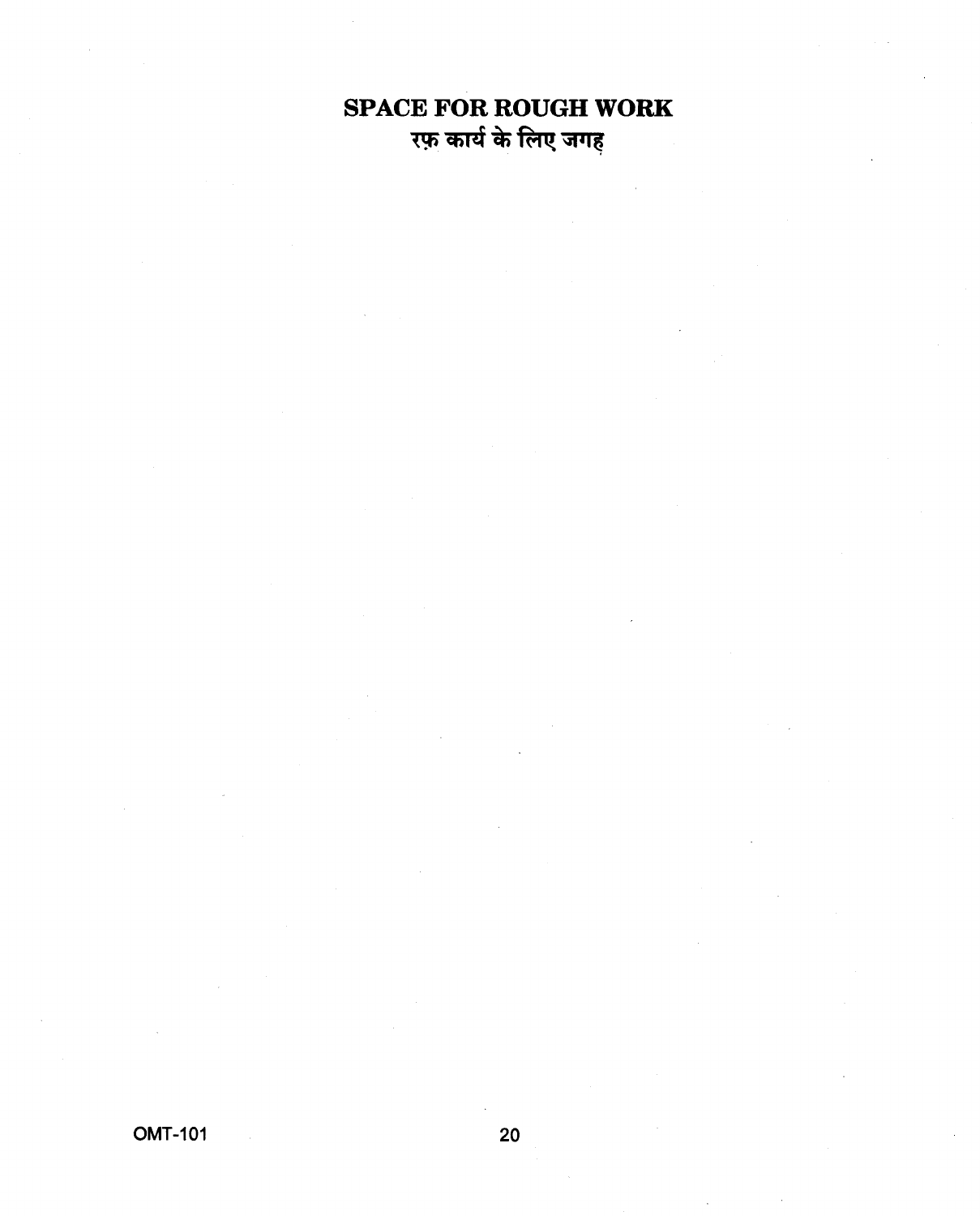## SPACE FOR ROUGH WORK

## रफ़ कार्य के लिए जगह